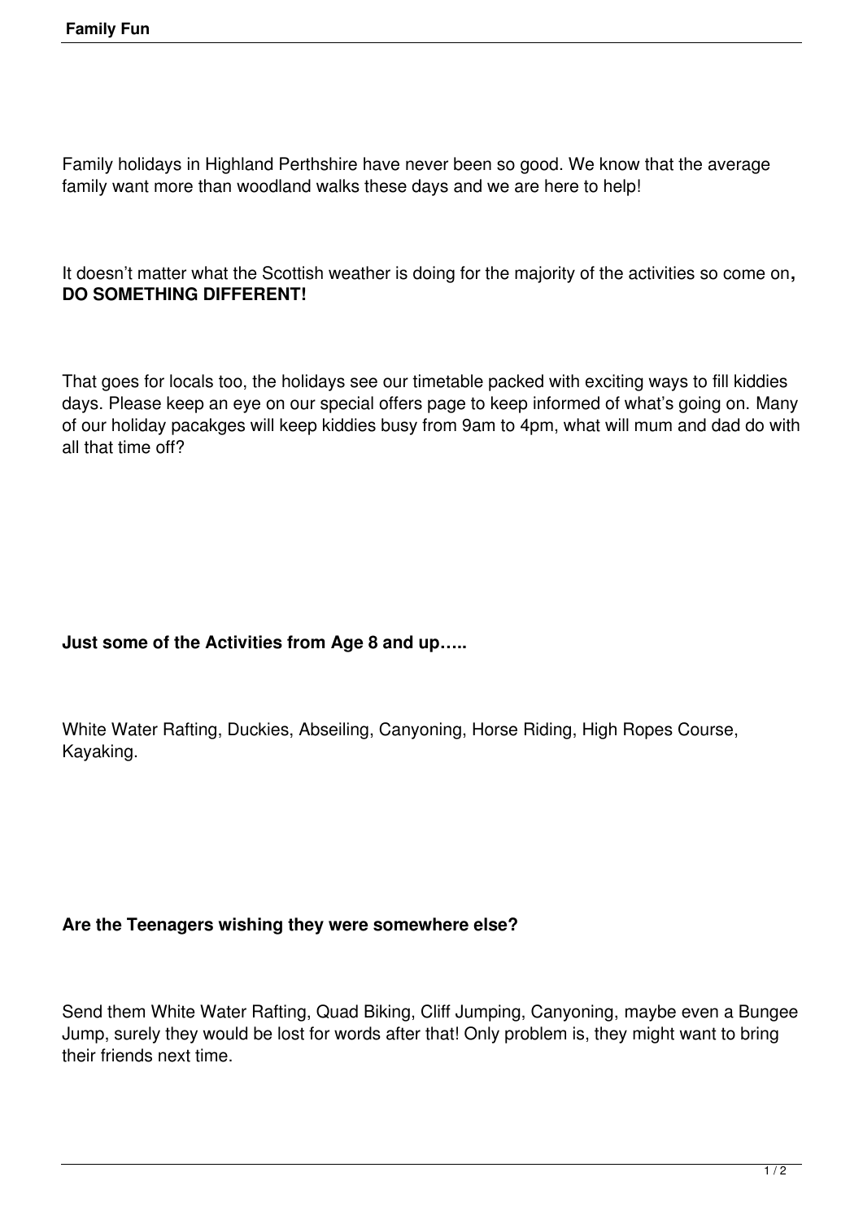# Family Fun

Family holidays in Highland Perthshire have never been so good. We know that the average family want more than woodland walks these days and we are here to help!

It doesn't matter what the Scottish weather is doing for the majority of the activities so come on**, DO SOMETHING DIFFERENT!**

That goes for locals too, the holidays see our timetable packed with exciting ways to fill kiddies days. Please keep an eye on our special offers page to keep informed of what's going on. Many of our holiday pacakges will keep kiddies busy from 9am to 4pm, what will mum and dad do with all that time off?

**Just some of the Activities from Age 8 and up…..**

White Water Rafting, Duckies, Abseiling, Canyoning, Horse Riding, High Ropes Course, Kayaking.

**Are the Teenagers wishing they were somewhere else?**

Send them White Water Rafting, Quad Biking, Cliff Jumping, Canyoning, maybe even a Bungee Jump, surely they would be lost for words after that! Only problem is, they might want to bring their friends next time.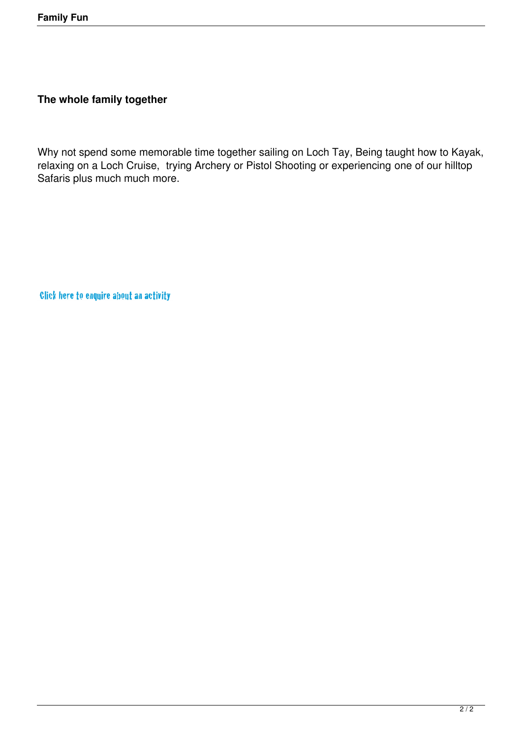**The whole family together**

Why not spend some memorable time together sailing on Loch Tay, Being taught how to Kayak, relaxing on a Loch Cruise, trying Archery or Pistol Shooting or experiencing one of our hilltop Safaris plus much much more.

Click here to enquire about an activity